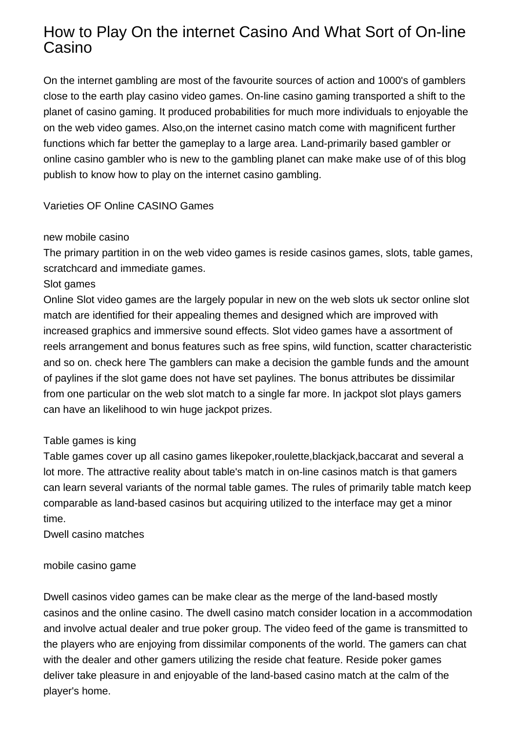# How to Play On the internet Casino And What Sort of On-line Casino

On the internet gambling are most of the favourite sources of action and 1000's of gamblers close to the earth play casino video games. On-line casino gaming transported a shift to the planet of casino gaming. It produced probabilities for much more individuals to enjoyable the on the web video games. Also,on the internet casino match come with magnificent further functions which far better the gameplay to a large area. Land-primarily based gambler or online casino gambler who is new to the gambling planet can make make use of of this blog publish to know how to play on the internet casino gambling.

Varieties OF Online CASINO Games

new mobile casino

The primary partition in on the web video games is reside casinos games, slots, table games, scratchcard and immediate games.

Slot games

Online Slot video games are the largely popular in new on the web slots uk sector online slot match are identified for their appealing themes and designed which are improved with increased graphics and immersive sound effects. Slot video games have a assortment of reels arrangement and bonus features such as free spins, wild function, scatter characteristic and so on. check here The gamblers can make a decision the gamble funds and the amount of paylines if the slot game does not have set paylines. The bonus attributes be dissimilar from one particular on the web slot match to a single far more. In jackpot slot plays gamers can have an likelihood to win huge jackpot prizes.

Table games is king

Table games cover up all casino games likepoker,roulette,blackjack,baccarat and several a lot more. The attractive reality about table's match in on-line casinos match is that gamers can learn several variants of the normal table games. The rules of primarily table match keep comparable as land-based casinos but acquiring utilized to the interface may get a minor time.

Dwell casino matches

mobile casino game

Dwell casinos video games can be make clear as the merge of the land-based mostly casinos and the online casino. The dwell casino match consider location in a accommodation and involve actual dealer and true poker group. The video feed of the game is transmitted to the players who are enjoying from dissimilar components of the world. The gamers can chat with the dealer and other gamers utilizing the reside chat feature. Reside poker games deliver take pleasure in and enjoyable of the land-based casino match at the calm of the player's home.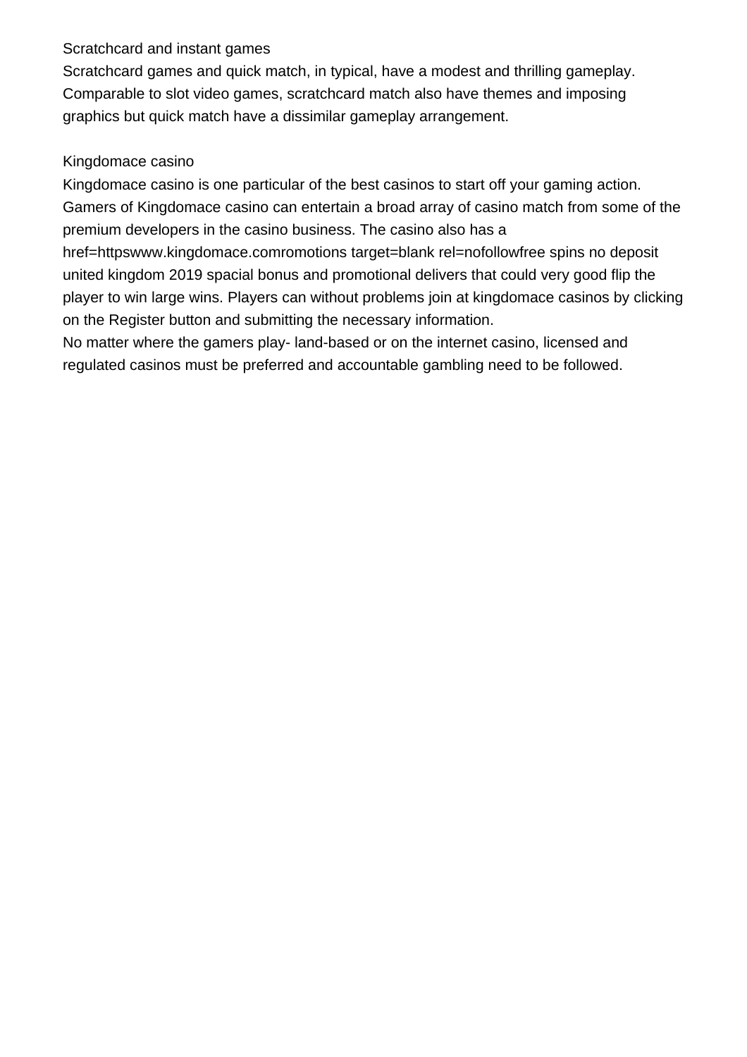## Scratchcard and instant games

Scratchcard games and quick match, in typical, have a modest and thrilling gameplay. Comparable to slot video games, scratchcard match also have themes and imposing graphics but quick match have a dissimilar gameplay arrangement.

## Kingdomace casino

Kingdomace casino is one particular of the best casinos to start off your gaming action. Gamers of Kingdomace casino can entertain a broad array of casino match from some of the premium developers in the casino business. The casino also has a href=httpswww.kingdomace.comromotions target=blank rel=nofollowfree spins no deposit united kingdom 2019 spacial bonus and promotional delivers that could very good flip the player to win large wins. Players can without problems join at kingdomace casinos by clicking on the Register button and submitting the necessary information.

No matter where the gamers play- land-based or on the internet casino, licensed and regulated casinos must be preferred and accountable gambling need to be followed.